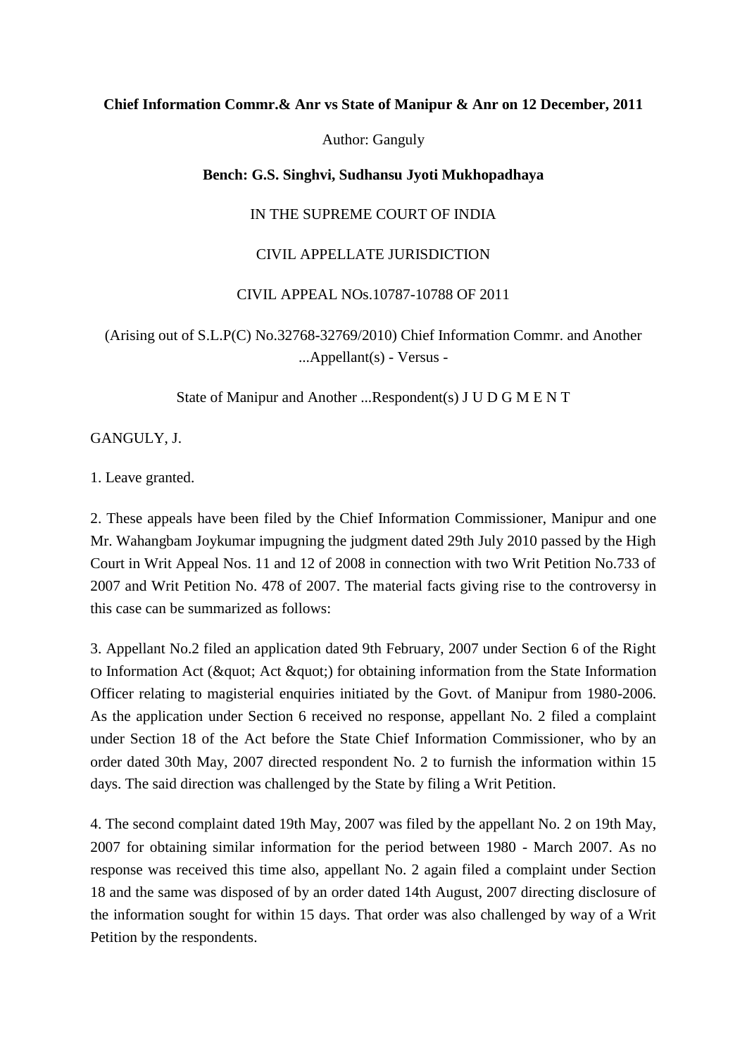**Chief Information Commr.& Anr vs State of Manipur & Anr on 12 December, 2011**

Author: Ganguly

**Bench: G.S. Singhvi, Sudhansu Jyoti Mukhopadhaya**

IN THE SUPREME COURT OF INDIA

CIVIL APPELLATE JURISDICTION

CIVIL APPEAL NOs.10787-10788 OF 2011

(Arising out of S.L.P(C) No.32768-32769/2010) Chief Information Commr. and Another ...Appellant(s) - Versus -

State of Manipur and Another ...Respondent(s) J U D G M E N T

GANGULY, J.

1. Leave granted.

2. These appeals have been filed by the Chief Information Commissioner, Manipur and one Mr. Wahangbam Joykumar impugning the judgment dated 29th July 2010 passed by the High Court in Writ Appeal Nos. 11 and 12 of 2008 in connection with two Writ Petition No.733 of 2007 and Writ Petition No. 478 of 2007. The material facts giving rise to the controversy in this case can be summarized as follows:

3. Appellant No.2 filed an application dated 9th February, 2007 under Section 6 of the Right to Information Act (&quot; Act &quot;) for obtaining information from the State Information Officer relating to magisterial enquiries initiated by the Govt. of Manipur from 1980-2006. As the application under Section 6 received no response, appellant No. 2 filed a complaint under Section 18 of the Act before the State Chief Information Commissioner, who by an order dated 30th May, 2007 directed respondent No. 2 to furnish the information within 15 days. The said direction was challenged by the State by filing a Writ Petition.

4. The second complaint dated 19th May, 2007 was filed by the appellant No. 2 on 19th May, 2007 for obtaining similar information for the period between 1980 - March 2007. As no response was received this time also, appellant No. 2 again filed a complaint under Section 18 and the same was disposed of by an order dated 14th August, 2007 directing disclosure of the information sought for within 15 days. That order was also challenged by way of a Writ Petition by the respondents.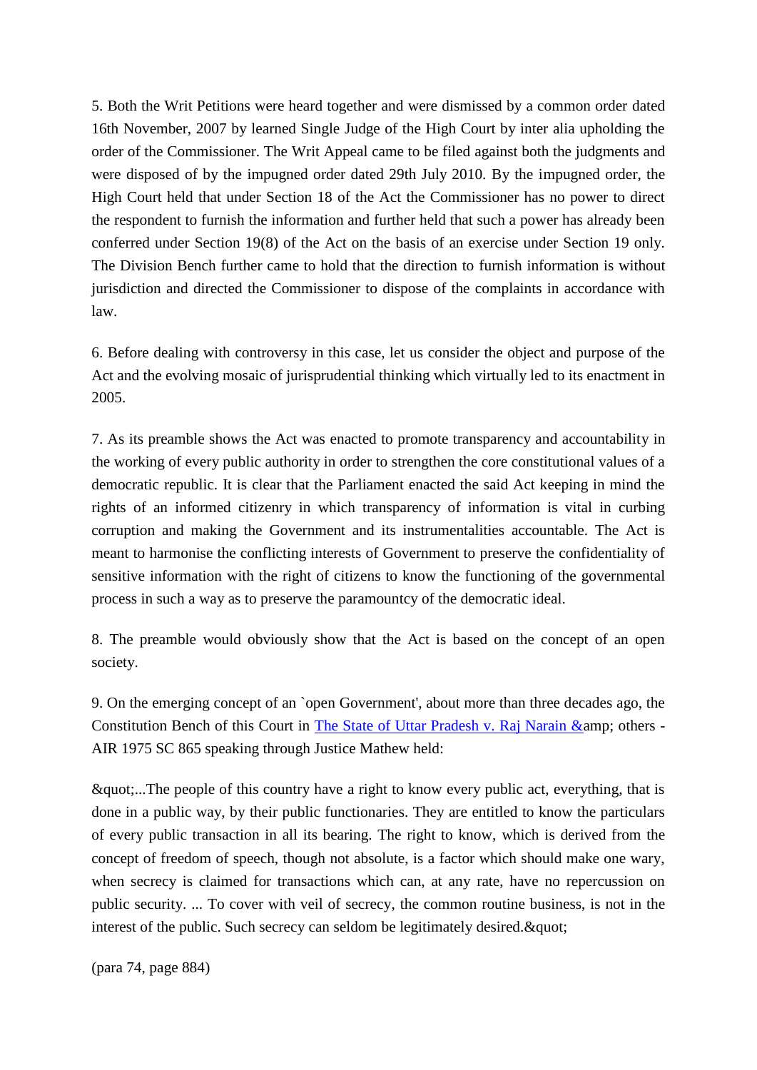5. Both the Writ Petitions were heard together and were dismissed by a common order dated 16th November, 2007 by learned Single Judge of the High Court by inter alia upholding the order of the Commissioner. The Writ Appeal came to be filed against both the judgments and were disposed of by the impugned order dated 29th July 2010. By the impugned order, the High Court held that under Section 18 of the Act the Commissioner has no power to direct the respondent to furnish the information and further held that such a power has already been conferred under Section 19(8) of the Act on the basis of an exercise under Section 19 only. The Division Bench further came to hold that the direction to furnish information is without jurisdiction and directed the Commissioner to dispose of the complaints in accordance with law.

6. Before dealing with controversy in this case, let us consider the object and purpose of the Act and the evolving mosaic of jurisprudential thinking which virtually led to its enactment in 2005.

7. As its preamble shows the Act was enacted to promote transparency and accountability in the working of every public authority in order to strengthen the core constitutional values of a democratic republic. It is clear that the Parliament enacted the said Act keeping in mind the rights of an informed citizenry in which transparency of information is vital in curbing corruption and making the Government and its instrumentalities accountable. The Act is meant to harmonise the conflicting interests of Government to preserve the confidentiality of sensitive information with the right of citizens to know the functioning of the governmental process in such a way as to preserve the paramountcy of the democratic ideal.

8. The preamble would obviously show that the Act is based on the concept of an open society.

9. On the emerging concept of an `open Government', about more than three decades ago, the Constitution Bench of this Court in The State of Uttar Pradesh v. Raj Narain &amp; others - AIR 1975 SC 865 speaking through Justice Mathew held:

&quot;...The people of this country have a right to know every public act, everything, that is done in a public way, by their public functionaries. They are entitled to know the particulars of every public transaction in all its bearing. The right to know, which is derived from the concept of freedom of speech, though not absolute, is a factor which should make one wary, when secrecy is claimed for transactions which can, at any rate, have no repercussion on public security. ... To cover with veil of secrecy, the common routine business, is not in the interest of the public. Such secrecy can seldom be legitimately desired.&quot;

(para 74, page 884)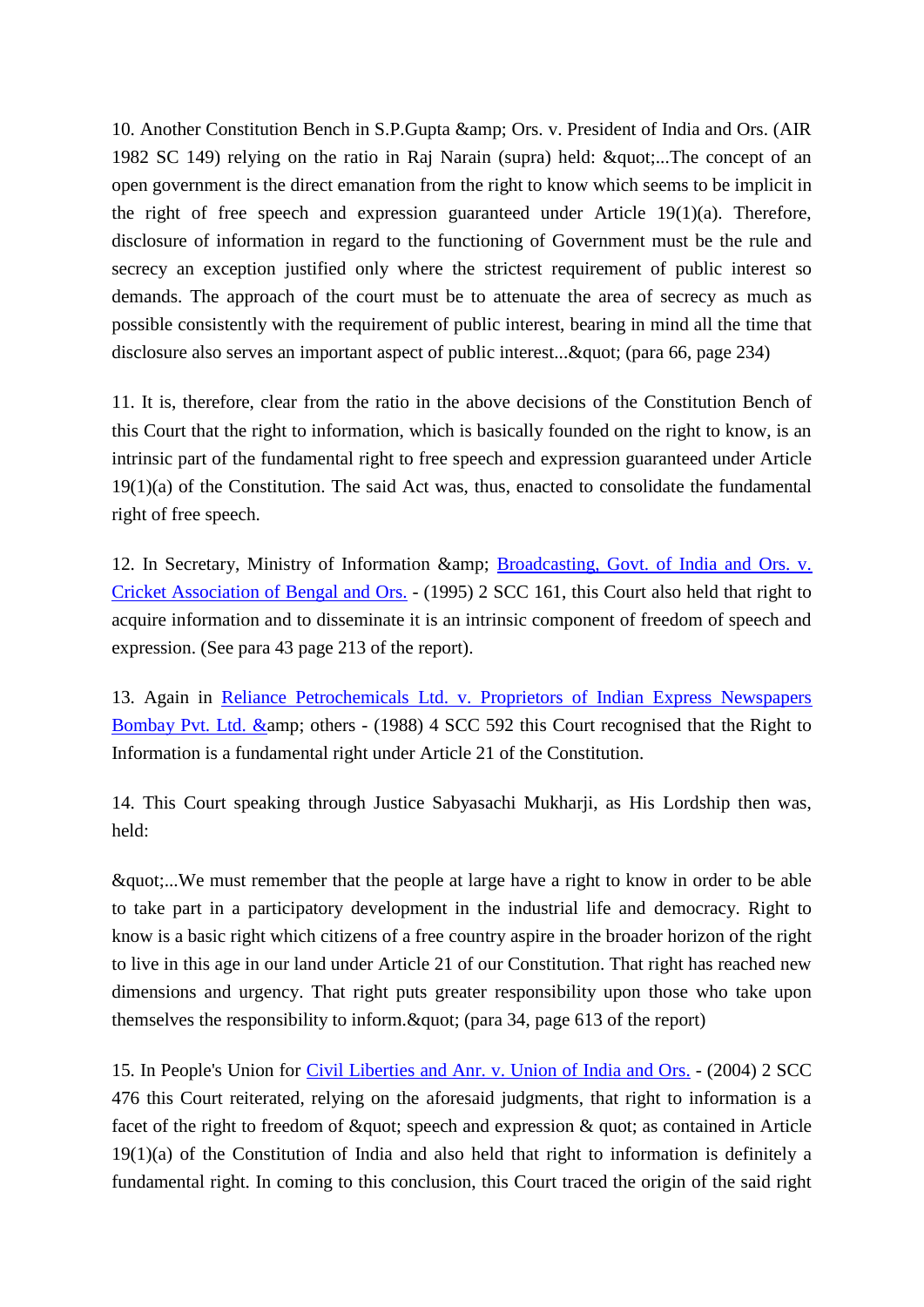10. Another Constitution Bench in S.P.Gupta &amp; Ors. v. President of India and Ors. (AIR 1982 SC 149) relying on the ratio in Raj Narain (supra) held: &quot;...The concept of an open government is the direct emanation from the right to know which seems to be implicit in the right of free speech and expression guaranteed under Article 19(1)(a). Therefore, disclosure of information in regard to the functioning of Government must be the rule and secrecy an exception justified only where the strictest requirement of public interest so demands. The approach of the court must be to attenuate the area of secrecy as much as possible consistently with the requirement of public interest, bearing in mind all the time that disclosure also serves an important aspect of public interest...&quot; (para 66, page 234)

11. It is, therefore, clear from the ratio in the above decisions of the Constitution Bench of this Court that the right to information, which is basically founded on the right to know, is an intrinsic part of the fundamental right to free speech and expression guaranteed under Article 19(1)(a) of the Constitution. The said Act was, thus, enacted to consolidate the fundamental right of free speech.

12. In Secretary, Ministry of Information &amp; Broadcasting, Govt. of India and Ors. v. Cricket Association of Bengal and Ors. - (1995) 2 SCC 161, this Court also held that right to acquire information and to disseminate it is an intrinsic component of freedom of speech and expression. (See para 43 page 213 of the report).

13. Again in Reliance Petrochemicals Ltd. v. Proprietors of Indian Express Newspapers Bombay Pvt. Ltd. &amp; others - (1988) 4 SCC 592 this Court recognised that the Right to Information is a fundamental right under Article 21 of the Constitution.

14. This Court speaking through Justice Sabyasachi Mukharji, as His Lordship then was, held:

&quot;...We must remember that the people at large have a right to know in order to be able to take part in a participatory development in the industrial life and democracy. Right to know is a basic right which citizens of a free country aspire in the broader horizon of the right to live in this age in our land under Article 21 of our Constitution. That right has reached new dimensions and urgency. That right puts greater responsibility upon those who take upon themselves the responsibility to inform.&quot; (para 34, page 613 of the report)

15. In People's Union for Civil Liberties and Anr. v. Union of India and Ors. - (2004) 2 SCC 476 this Court reiterated, relying on the aforesaid judgments, that right to information is a facet of the right to freedom of &quot; speech and expression & quot; as contained in Article 19(1)(a) of the Constitution of India and also held that right to information is definitely a fundamental right. In coming to this conclusion, this Court traced the origin of the said right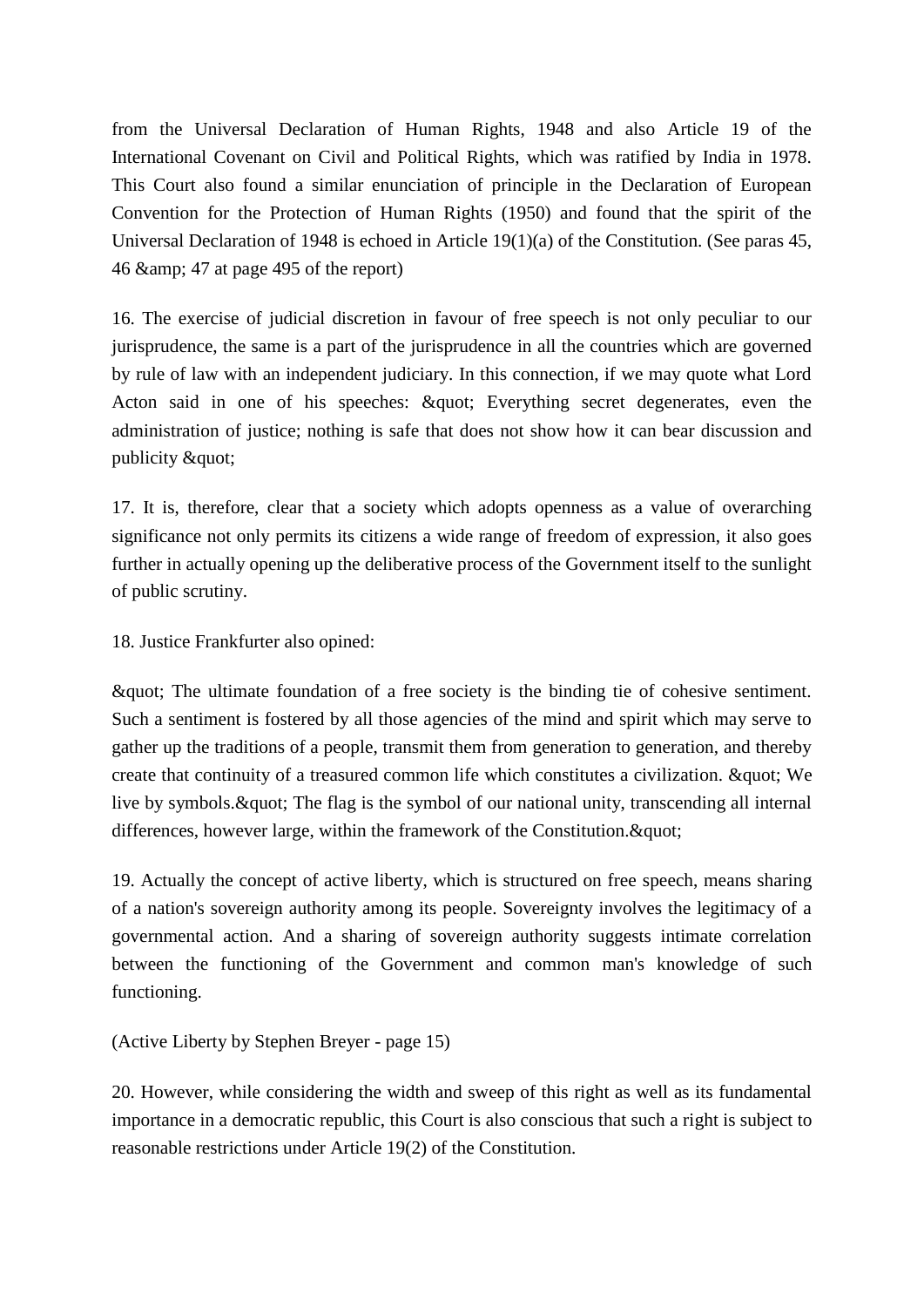from the Universal Declaration of Human Rights, 1948 and also Article 19 of the International Covenant on Civil and Political Rights, which was ratified by India in 1978. This Court also found a similar enunciation of principle in the Declaration of European Convention for the Protection of Human Rights (1950) and found that the spirit of the Universal Declaration of 1948 is echoed in Article 19(1)(a) of the Constitution. (See paras 45, 46 &amp; 47 at page 495 of the report)

16. The exercise of judicial discretion in favour of free speech is not only peculiar to our jurisprudence, the same is a part of the jurisprudence in all the countries which are governed by rule of law with an independent judiciary. In this connection, if we may quote what Lord Acton said in one of his speeches: &quot; Everything secret degenerates, even the administration of justice; nothing is safe that does not show how it can bear discussion and publicity &quot;

17. It is, therefore, clear that a society which adopts openness as a value of overarching significance not only permits its citizens a wide range of freedom of expression, it also goes further in actually opening up the deliberative process of the Government itself to the sunlight of public scrutiny.

18. Justice Frankfurter also opined:

&quot; The ultimate foundation of a free society is the binding tie of cohesive sentiment. Such a sentiment is fostered by all those agencies of the mind and spirit which may serve to gather up the traditions of a people, transmit them from generation to generation, and thereby create that continuity of a treasured common life which constitutes a civilization. &quot; We live by symbols.&quot; The flag is the symbol of our national unity, transcending all internal differences, however large, within the framework of the Constitution.&quot;

19. Actually the concept of active liberty, which is structured on free speech, means sharing of a nation's sovereign authority among its people. Sovereignty involves the legitimacy of a governmental action. And a sharing of sovereign authority suggests intimate correlation between the functioning of the Government and common man's knowledge of such functioning.

(Active Liberty by Stephen Breyer - page 15)

20. However, while considering the width and sweep of this right as well as its fundamental importance in a democratic republic, this Court is also conscious that such a right is subject to reasonable restrictions under Article 19(2) of the Constitution.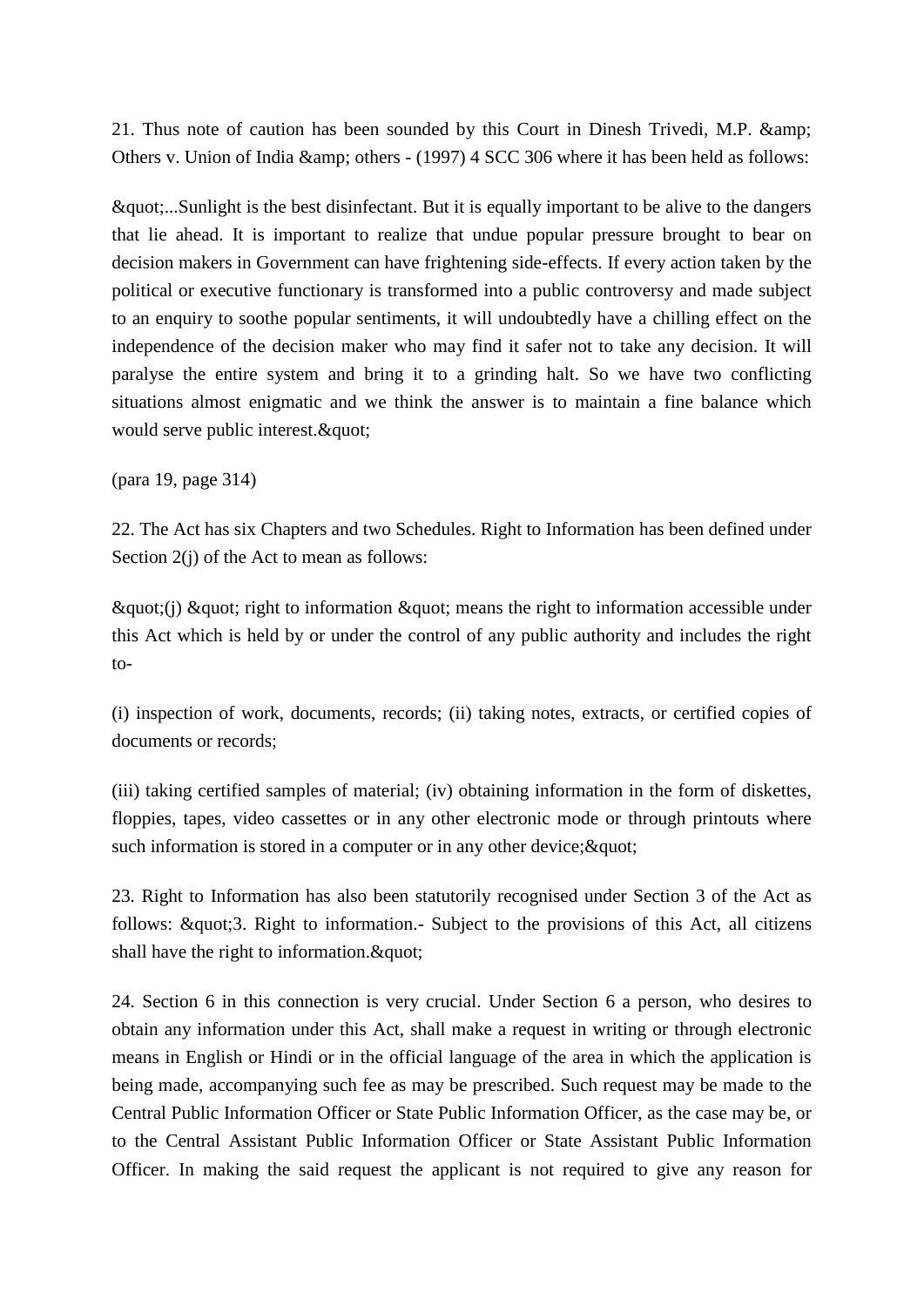21. Thus note of caution has been sounded by this Court in Dinesh Trivedi, M.P. &amp; Others v. Union of India &amp; others - (1997) 4 SCC 306 where it has been held as follows:

&quot;...Sunlight is the best disinfectant. But it is equally important to be alive to the dangers that lie ahead. It is important to realize that undue popular pressure brought to bear on decision makers in Government can have frightening side-effects. If every action taken by the political or executive functionary is transformed into a public controversy and made subject to an enquiry to soothe popular sentiments, it will undoubtedly have a chilling effect on the independence of the decision maker who may find it safer not to take any decision. It will paralyse the entire system and bring it to a grinding halt. So we have two conflicting situations almost enigmatic and we think the answer is to maintain a fine balance which would serve public interest.&quot;

(para 19, page 314)

22. The Act has six Chapters and two Schedules. Right to Information has been defined under Section 2(j) of the Act to mean as follows:

&quot;(j) &quot; right to information &quot; means the right to information accessible under this Act which is held by or under the control of any public authority and includes the right to-

(i) inspection of work, documents, records; (ii) taking notes, extracts, or certified copies of documents or records;

(iii) taking certified samples of material; (iv) obtaining information in the form of diskettes, floppies, tapes, video cassettes or in any other electronic mode or through printouts where such information is stored in a computer or in any other device;&quot;

23. Right to Information has also been statutorily recognised under Section 3 of the Act as follows: &quot;3. Right to information.- Subject to the provisions of this Act, all citizens shall have the right to information.&quot;

24. Section 6 in this connection is very crucial. Under Section 6 a person, who desires to obtain any information under this Act, shall make a request in writing or through electronic means in English or Hindi or in the official language of the area in which the application is being made, accompanying such fee as may be prescribed. Such request may be made to the Central Public Information Officer or State Public Information Officer, as the case may be, or to the Central Assistant Public Information Officer or State Assistant Public Information Officer. In making the said request the applicant is not required to give any reason for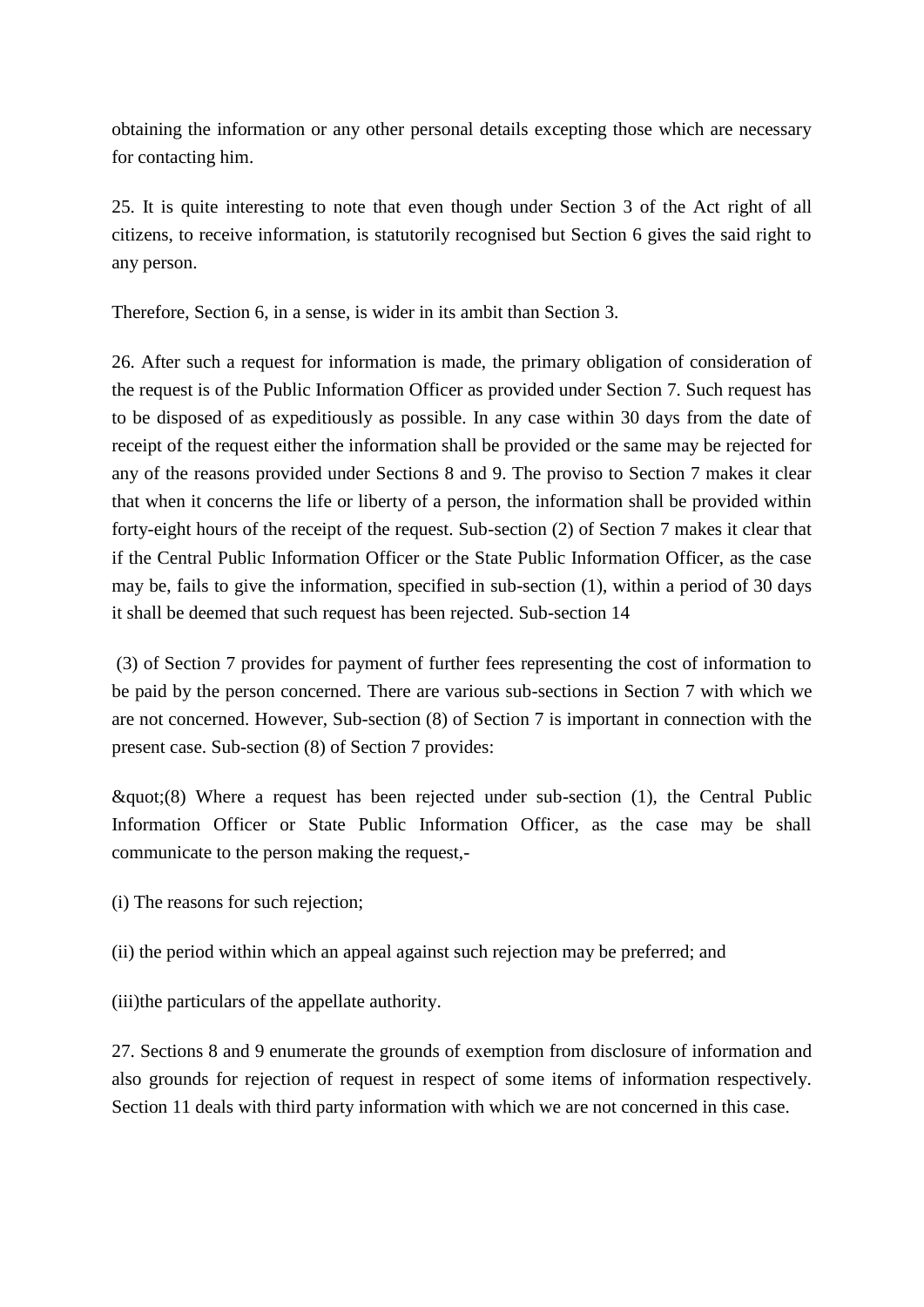obtaining the information or any other personal details excepting those which are necessary for contacting him.

25. It is quite interesting to note that even though under Section 3 of the Act right of all citizens, to receive information, is statutorily recognised but Section 6 gives the said right to any person.

Therefore, Section 6, in a sense, is wider in its ambit than Section 3.

26. After such a request for information is made, the primary obligation of consideration of the request is of the Public Information Officer as provided under Section 7. Such request has to be disposed of as expeditiously as possible. In any case within 30 days from the date of receipt of the request either the information shall be provided or the same may be rejected for any of the reasons provided under Sections 8 and 9. The proviso to Section 7 makes it clear that when it concerns the life or liberty of a person, the information shall be provided within forty-eight hours of the receipt of the request. Sub-section (2) of Section 7 makes it clear that if the Central Public Information Officer or the State Public Information Officer, as the case may be, fails to give the information, specified in sub-section (1), within a period of 30 days it shall be deemed that such request has been rejected. Sub-section (3) of Section 7 provides for payment of further fees representing the cost of information to be paid by the person concerned. There are various sub-sections in Section 7 with which we are not concerned. However, Sub-section (8) of Section 7 is important in connection with the present case. Sub-section (8) of Section 7 provides:

&quot;(8) Where a request has been rejected under sub-section (1), the Central Public Information Officer or State Public Information Officer, as the case may be shall communicate to the person making the request,-

(i) The reasons for such rejection;

(ii) the period within which an appeal against such rejection may be preferred; and

(iii)the particulars of the appellate authority.

27. Sections 8 and 9 enumerate the grounds of exemption from disclosure of information and also grounds for rejection of request in respect of some items of information respectively. Section 11 deals with third party information with which we are not concerned in this case.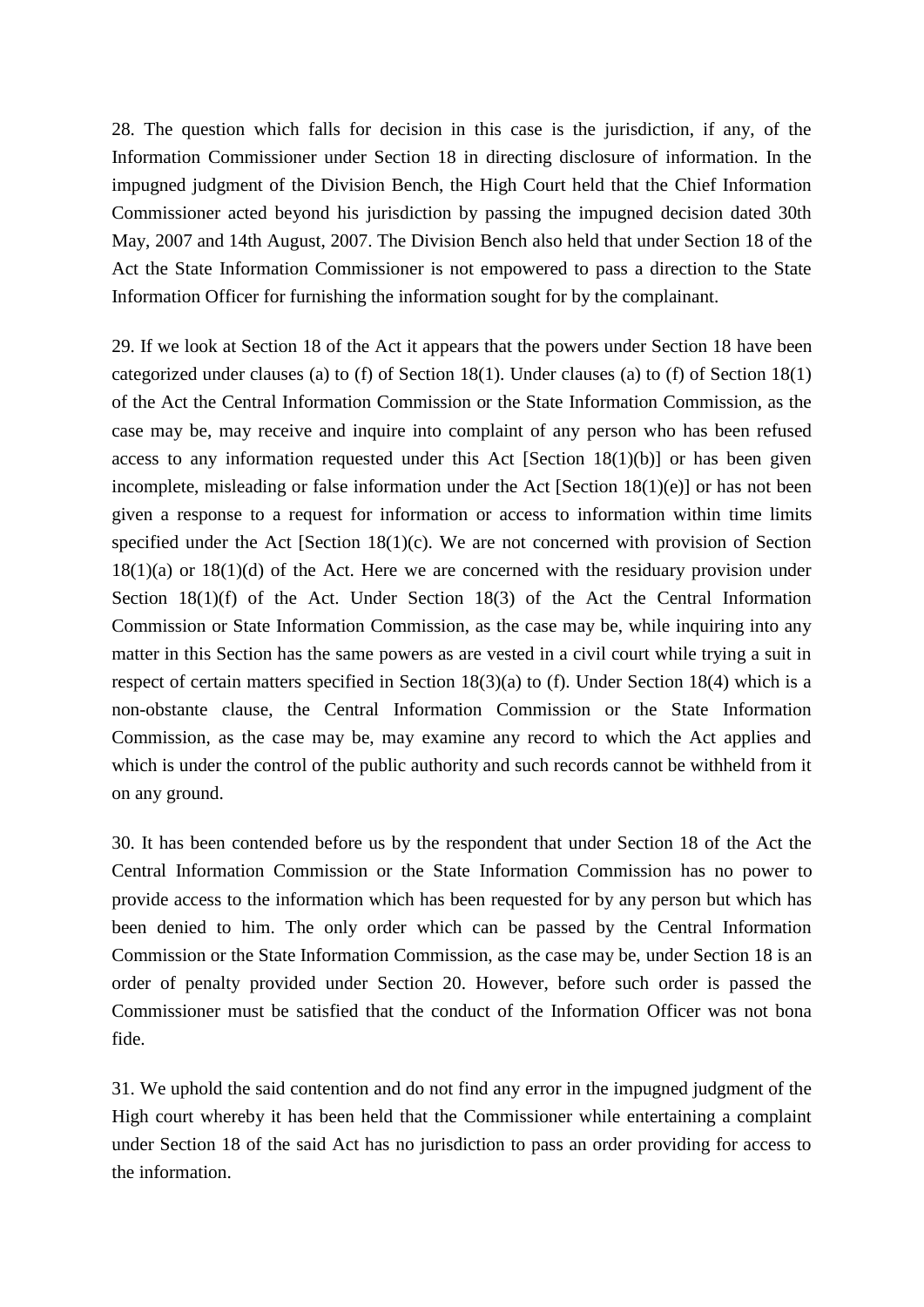28. The question which falls for decision in this case is the jurisdiction, if any, of the Information Commissioner under Section 18 in directing disclosure of information. In the impugned judgment of the Division Bench, the High Court held that the Chief Information Commissioner acted beyond his jurisdiction by passing the impugned decision dated 30th May, 2007 and 14th August, 2007. The Division Bench also held that under Section 18 of the Act the State Information Commissioner is not empowered to pass a direction to the State Information Officer for furnishing the information sought for by the complainant.

29. If we look at Section 18 of the Act it appears that the powers under Section 18 have been categorized under clauses (a) to (f) of Section 18(1). Under clauses (a) to (f) of Section 18(1) of the Act the Central Information Commission or the State Information Commission, as the case may be, may receive and inquire into complaint of any person who has been refused access to any information requested under this Act [Section 18(1)(b)] or has been given incomplete, misleading or false information under the Act [Section 18(1)(e)] or has not been given a response to a request for information or access to information within time limits specified under the Act [Section 18(1)(c). We are not concerned with provision of Section 18(1)(a) or 18(1)(d) of the Act. Here we are concerned with the residuary provision under Section 18(1)(f) of the Act. Under Section 18(3) of the Act the Central Information Commission or State Information Commission, as the case may be, while inquiring into any matter in this Section has the same powers as are vested in a civil court while trying a suit in respect of certain matters specified in Section 18(3)(a) to (f). Under Section 18(4) which is a non-obstante clause, the Central Information Commission or the State Information Commission, as the case may be, may examine any record to which the Act applies and which is under the control of the public authority and such records cannot be withheld from it on any ground.

30. It has been contended before us by the respondent that under Section 18 of the Act the Central Information Commission or the State Information Commission has no power to provide access to the information which has been requested for by any person but which has been denied to him. The only order which can be passed by the Central Information Commission or the State Information Commission, as the case may be, under Section 18 is an order of penalty provided under Section 20. However, before such order is passed the Commissioner must be satisfied that the conduct of the Information Officer was not bona fide.

31. We uphold the said contention and do not find any error in the impugned judgment of the High court whereby it has been held that the Commissioner while entertaining a complaint under Section 18 of the said Act has no jurisdiction to pass an order providing for access to the information.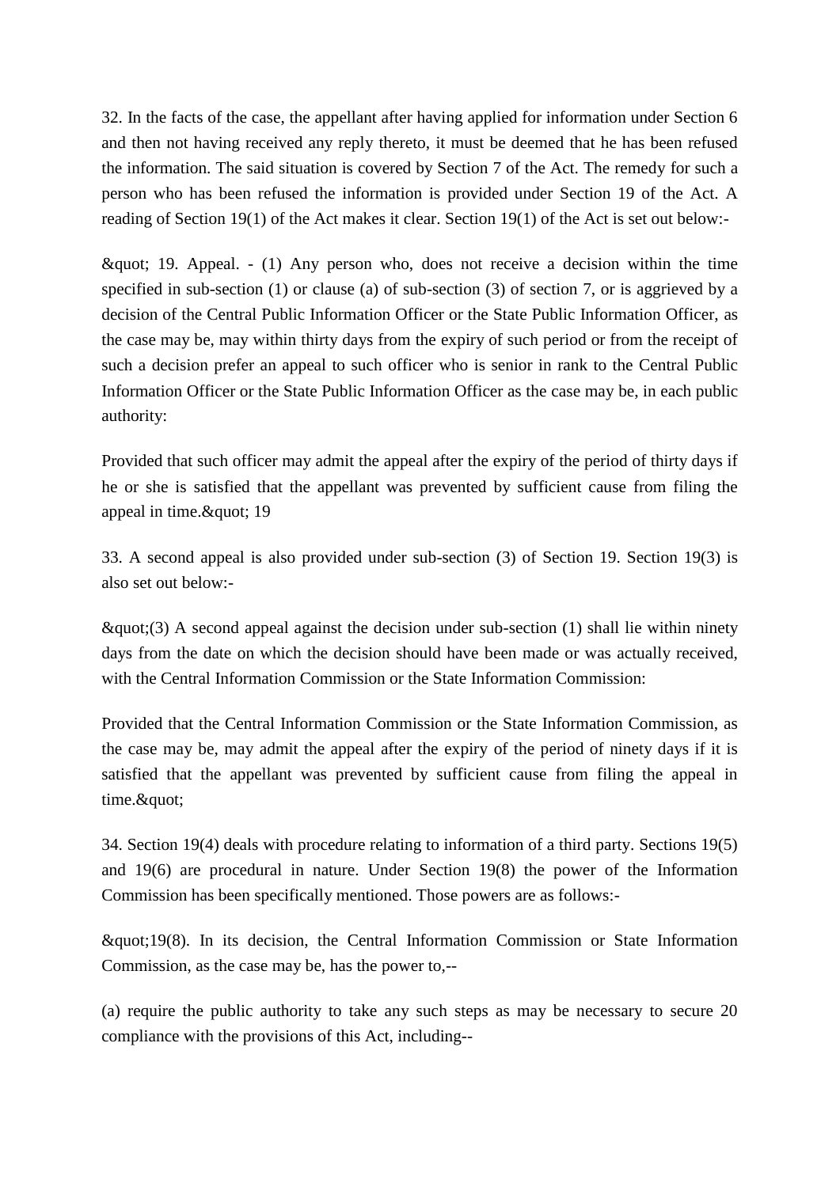32. In the facts of the case, the appellant after having applied for information under Section 6 and then not having received any reply thereto, it must be deemed that he has been refused the information. The said situation is covered by Section 7 of the Act. The remedy for such a person who has been refused the information is provided under Section 19 of the Act. A reading of Section 19(1) of the Act makes it clear. Section 19(1) of the Act is set out below:-

&quot; 19. Appeal. - (1) Any person who, does not receive a decision within the time specified in sub-section (1) or clause (a) of sub-section (3) of section 7, or is aggrieved by a decision of the Central Public Information Officer or the State Public Information Officer, as the case may be, may within thirty days from the expiry of such period or from the receipt of such a decision prefer an appeal to such officer who is senior in rank to the Central Public Information Officer or the State Public Information Officer as the case may be, in each public authority:

Provided that such officer may admit the appeal after the expiry of the period of thirty days if he or she is satisfied that the appellant was prevented by sufficient cause from filing the appeal in time.&quot; 19

33. A second appeal is also provided under sub-section (3) of Section 19. Section 19(3) is also set out below:-

&quot;(3) A second appeal against the decision under sub-section (1) shall lie within ninety days from the date on which the decision should have been made or was actually received, with the Central Information Commission or the State Information Commission:

Provided that the Central Information Commission or the State Information Commission, as the case may be, may admit the appeal after the expiry of the period of ninety days if it is satisfied that the appellant was prevented by sufficient cause from filing the appeal in time.&quot;

34. Section 19(4) deals with procedure relating to information of a third party. Sections 19(5) and 19(6) are procedural in nature. Under Section 19(8) the power of the Information Commission has been specifically mentioned. Those powers are as follows:-

&quot;19(8). In its decision, the Central Information Commission or State Information Commission, as the case may be, has the power to,--

(a) require the public authority to take any such steps as may be necessary to secure 20 compliance with the provisions of this Act, including--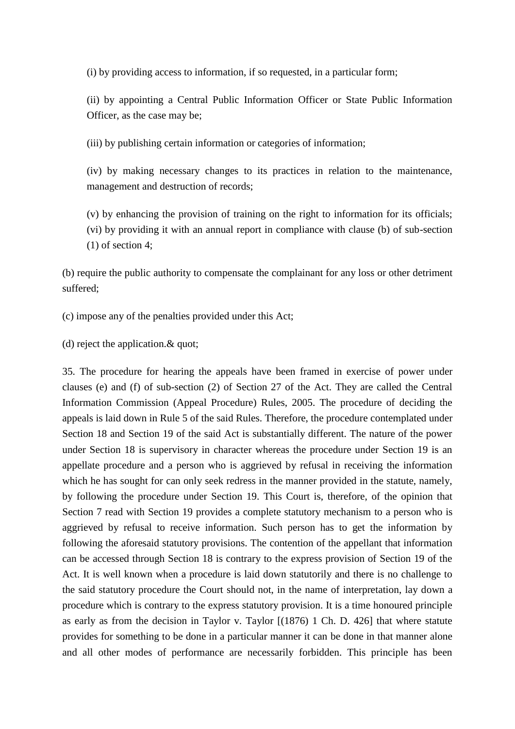(i) by providing access to information, if so requested, in a particular form;

(ii) by appointing a Central Public Information Officer or State Public Information Officer, as the case may be;

(iii) by publishing certain information or categories of information;

(iv) by making necessary changes to its practices in relation to the maintenance, management and destruction of records;

(v) by enhancing the provision of training on the right to information for its officials;
(vi) by providing it with an annual report in compliance with clause (b) of sub-section (1) of section 4;

(b) require the public authority to compensate the complainant for any loss or other detriment suffered;

(c) impose any of the penalties provided under this Act;

(d) reject the application.& quot;

35. The procedure for hearing the appeals have been framed in exercise of power under clauses (e) and (f) of sub-section (2) of Section 27 of the Act. They are called the Central Information Commission (Appeal Procedure) Rules, 2005. The procedure of deciding the appeals is laid down in Rule 5 of the said Rules. Therefore, the procedure contemplated under Section 18 and Section 19 of the said Act is substantially different. The nature of the power under Section 18 is supervisory in character whereas the procedure under Section 19 is an appellate procedure and a person who is aggrieved by refusal in receiving the information which he has sought for can only seek redress in the manner provided in the statute, namely, by following the procedure under Section 19. This Court is, therefore, of the opinion that Section 7 read with Section 19 provides a complete statutory mechanism to a person who is aggrieved by refusal to receive information. Such person has to get the information by following the aforesaid statutory provisions. The contention of the appellant that information can be accessed through Section 18 is contrary to the express provision of Section 19 of the Act. It is well known when a procedure is laid down statutorily and there is no challenge to the said statutory procedure the Court should not, in the name of interpretation, lay down a procedure which is contrary to the express statutory provision. It is a time honoured principle as early as from the decision in Taylor v. Taylor [(1876) 1 Ch. D. 426] that where statute provides for something to be done in a particular manner it can be done in that manner alone and all other modes of performance are necessarily forbidden. This principle has been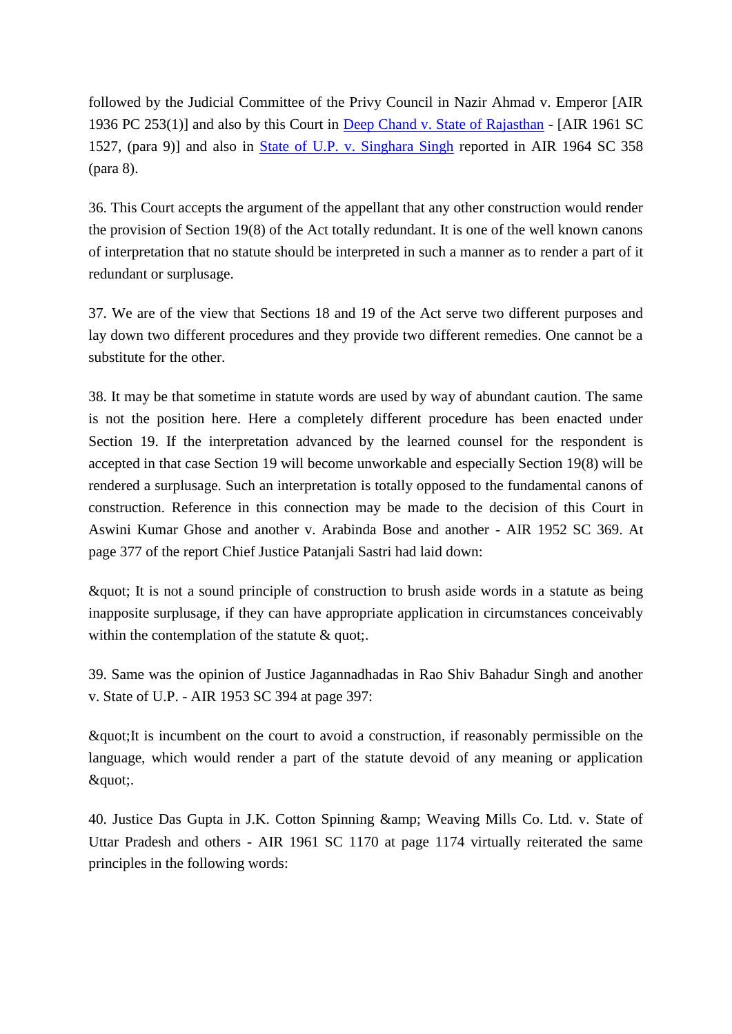followed by the Judicial Committee of the Privy Council in Nazir Ahmad v. Emperor [AIR 1936 PC 253(1)] and also by this Court in Deep Chand v. State of Rajasthan - [AIR 1961 SC 1527, (para 9)] and also in State of U.P. v. Singhara Singh reported in AIR 1964 SC 358 (para 8).

36. This Court accepts the argument of the appellant that any other construction would render the provision of Section 19(8) of the Act totally redundant. It is one of the well known canons of interpretation that no statute should be interpreted in such a manner as to render a part of it redundant or surplusage.

37. We are of the view that Sections 18 and 19 of the Act serve two different purposes and lay down two different procedures and they provide two different remedies. One cannot be a substitute for the other.

38. It may be that sometime in statute words are used by way of abundant caution. The same is not the position here. Here a completely different procedure has been enacted under Section 19. If the interpretation advanced by the learned counsel for the respondent is accepted in that case Section 19 will become unworkable and especially Section 19(8) will be rendered a surplusage. Such an interpretation is totally opposed to the fundamental canons of construction. Reference in this connection may be made to the decision of this Court in Aswini Kumar Ghose and another v. Arabinda Bose and another - AIR 1952 SC 369. At page 377 of the report Chief Justice Patanjali Sastri had laid down:

&quot; It is not a sound principle of construction to brush aside words in a statute as being inapposite surplusage, if they can have appropriate application in circumstances conceivably within the contemplation of the statute & quot;.

39. Same was the opinion of Justice Jagannadhadas in Rao Shiv Bahadur Singh and another v. State of U.P. - AIR 1953 SC 394 at page 397:

&quot;It is incumbent on the court to avoid a construction, if reasonably permissible on the language, which would render a part of the statute devoid of any meaning or application &quot;.

40. Justice Das Gupta in J.K. Cotton Spinning &amp; Weaving Mills Co. Ltd. v. State of Uttar Pradesh and others - AIR 1961 SC 1170 at page 1174 virtually reiterated the same principles in the following words: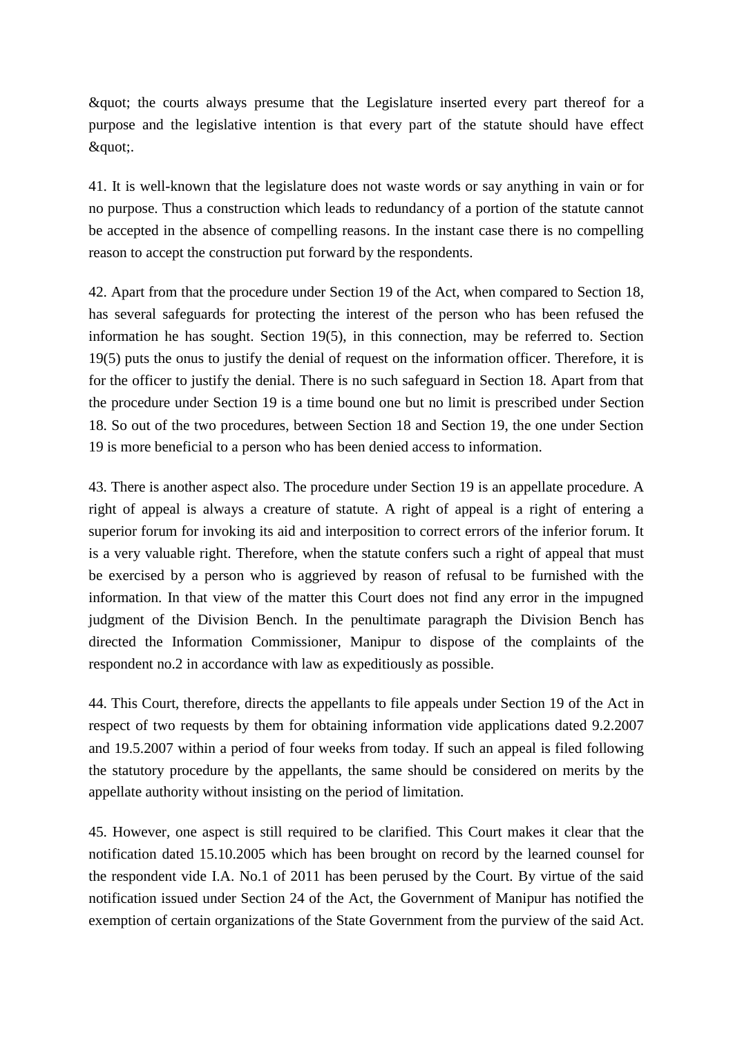&quot; the courts always presume that the Legislature inserted every part thereof for a purpose and the legislative intention is that every part of the statute should have effect &quot;.

41. It is well-known that the legislature does not waste words or say anything in vain or for no purpose. Thus a construction which leads to redundancy of a portion of the statute cannot be accepted in the absence of compelling reasons. In the instant case there is no compelling reason to accept the construction put forward by the respondents.

42. Apart from that the procedure under Section 19 of the Act, when compared to Section 18, has several safeguards for protecting the interest of the person who has been refused the information he has sought. Section 19(5), in this connection, may be referred to. Section 19(5) puts the onus to justify the denial of request on the information officer. Therefore, it is for the officer to justify the denial. There is no such safeguard in Section 18. Apart from that the procedure under Section 19 is a time bound one but no limit is prescribed under Section 18. So out of the two procedures, between Section 18 and Section 19, the one under Section 19 is more beneficial to a person who has been denied access to information.

43. There is another aspect also. The procedure under Section 19 is an appellate procedure. A right of appeal is always a creature of statute. A right of appeal is a right of entering a superior forum for invoking its aid and interposition to correct errors of the inferior forum. It is a very valuable right. Therefore, when the statute confers such a right of appeal that must be exercised by a person who is aggrieved by reason of refusal to be furnished with the information. In that view of the matter this Court does not find any error in the impugned judgment of the Division Bench. In the penultimate paragraph the Division Bench has directed the Information Commissioner, Manipur to dispose of the complaints of the respondent no.2 in accordance with law as expeditiously as possible.

44. This Court, therefore, directs the appellants to file appeals under Section 19 of the Act in respect of two requests by them for obtaining information vide applications dated 9.2.2007 and 19.5.2007 within a period of four weeks from today. If such an appeal is filed following the statutory procedure by the appellants, the same should be considered on merits by the appellate authority without insisting on the period of limitation.

45. However, one aspect is still required to be clarified. This Court makes it clear that the notification dated 15.10.2005 which has been brought on record by the learned counsel for the respondent vide I.A. No.1 of 2011 has been perused by the Court. By virtue of the said notification issued under Section 24 of the Act, the Government of Manipur has notified the exemption of certain organizations of the State Government from the purview of the said Act.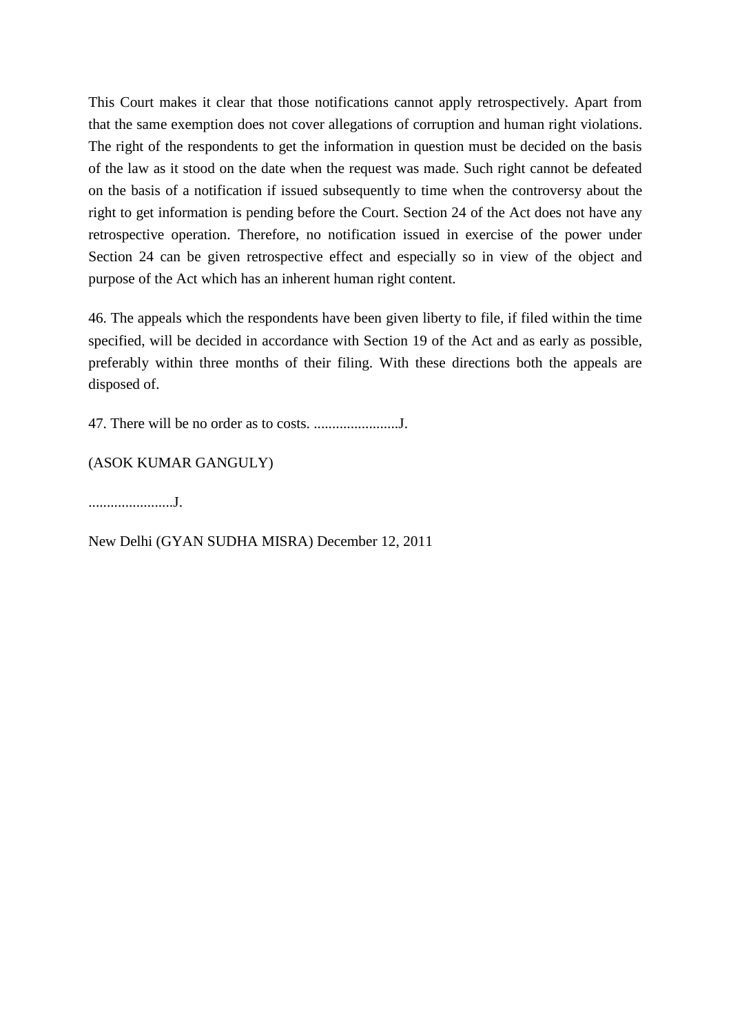This Court makes it clear that those notifications cannot apply retrospectively. Apart from that the same exemption does not cover allegations of corruption and human right violations. The right of the respondents to get the information in question must be decided on the basis of the law as it stood on the date when the request was made. Such right cannot be defeated on the basis of a notification if issued subsequently to time when the controversy about the right to get information is pending before the Court. Section 24 of the Act does not have any retrospective operation. Therefore, no notification issued in exercise of the power under Section 24 can be given retrospective effect and especially so in view of the object and purpose of the Act which has an inherent human right content.

46. The appeals which the respondents have been given liberty to file, if filed within the time specified, will be decided in accordance with Section 19 of the Act and as early as possible, preferably within three months of their filing. With these directions both the appeals are disposed of.

47. There will be no order as to costs. .......................J.

(ASOK KUMAR GANGULY)

.......................J.

New Delhi (GYAN SUDHA MISRA) December 12, 2011